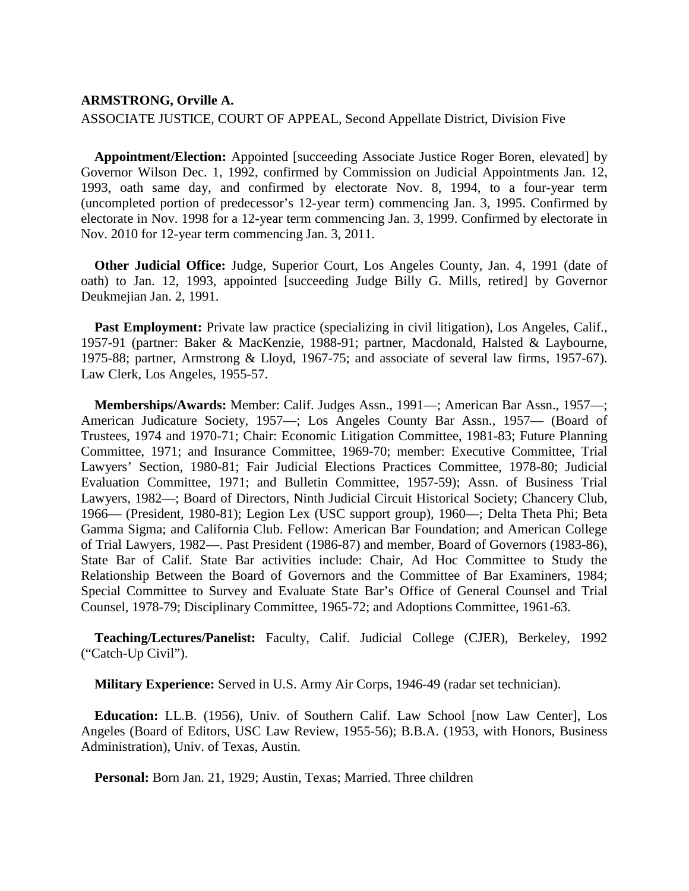**ARMSTRONG, Orville A.**

ASSOCIATE JUSTICE, COURT OF APPEAL, Second Appellate District, Division Five

**Appointment/Election:** Appointed [succeeding Associate Justice Roger Boren, elevated] by Governor Wilson Dec. 1, 1992, confirmed by Commission on Judicial Appointments Jan. 12, 1993, oath same day, and confirmed by electorate Nov. 8, 1994, to a four-year term (uncompleted portion of predecessor's 12-year term) commencing Jan. 3, 1995. Confirmed by electorate in Nov. 1998 for a 12-year term commencing Jan. 3, 1999. Confirmed by electorate in Nov. 2010 for 12-year term commencing Jan. 3, 2011.

**Other Judicial Office:** Judge, Superior Court, Los Angeles County, Jan. 4, 1991 (date of oath) to Jan. 12, 1993, appointed [succeeding Judge Billy G. Mills, retired] by Governor Deukmejian Jan. 2, 1991.

**Past Employment:** Private law practice (specializing in civil litigation), Los Angeles, Calif., 1957-91 (partner: Baker & MacKenzie, 1988-91; partner, Macdonald, Halsted & Laybourne, 1975-88; partner, Armstrong & Lloyd, 1967-75; and associate of several law firms, 1957-67). Law Clerk, Los Angeles, 1955-57.

**Memberships/Awards:** Member: Calif. Judges Assn., 1991—; American Bar Assn., 1957—; American Judicature Society, 1957—; Los Angeles County Bar Assn., 1957— (Board of Trustees, 1974 and 1970-71; Chair: Economic Litigation Committee, 1981-83; Future Planning Committee, 1971; and Insurance Committee, 1969-70; member: Executive Committee, Trial Lawyers' Section, 1980-81; Fair Judicial Elections Practices Committee, 1978-80; Judicial Evaluation Committee, 1971; and Bulletin Committee, 1957-59); Assn. of Business Trial Lawyers, 1982—; Board of Directors, Ninth Judicial Circuit Historical Society; Chancery Club, 1966— (President, 1980-81); Legion Lex (USC support group), 1960—; Delta Theta Phi; Beta Gamma Sigma; and California Club. Fellow: American Bar Foundation; and American College of Trial Lawyers, 1982—. Past President (1986-87) and member, Board of Governors (1983-86), State Bar of Calif. State Bar activities include: Chair, Ad Hoc Committee to Study the Relationship Between the Board of Governors and the Committee of Bar Examiners, 1984; Special Committee to Survey and Evaluate State Bar's Office of General Counsel and Trial Counsel, 1978-79; Disciplinary Committee, 1965-72; and Adoptions Committee, 1961-63.

**Teaching/Lectures/Panelist:** Faculty, Calif. Judicial College (CJER), Berkeley, 1992 ("Catch-Up Civil").

**Military Experience:** Served in U.S. Army Air Corps, 1946-49 (radar set technician).

**Education:** LL.B. (1956), Univ. of Southern Calif. Law School [now Law Center], Los Angeles (Board of Editors, USC Law Review, 1955-56); B.B.A. (1953, with Honors, Business Administration), Univ. of Texas, Austin.

**Personal:** Born Jan. 21, 1929; Austin, Texas; Married. Three children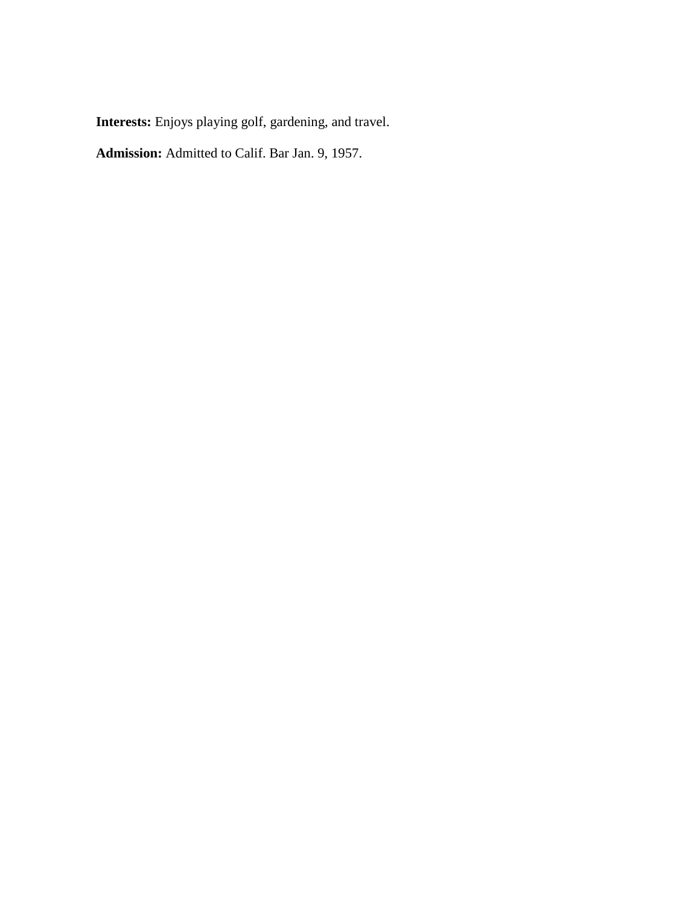**Interests:** Enjoys playing golf, gardening, and travel.

**Admission:** Admitted to Calif. Bar Jan. 9, 1957.